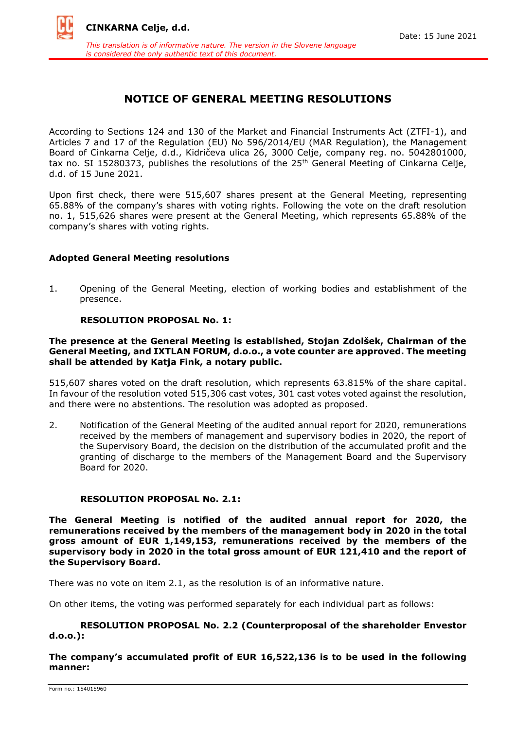# NOTICE OF GENERAL MEETING RESOLUTIONS

According to Sections 124 and 130 of the Market and Financial Instruments Act (ZTFI-1), and Articles 7 and 17 of the Regulation (EU) No 596/2014/EU (MAR Regulation), the Management Board of Cinkarna Celje, d.d., Kidričeva ulica 26, 3000 Celje, company reg. no. 5042801000, tax no. SI 15280373, publishes the resolutions of the 25th General Meeting of Cinkarna Celje, d.d. of 15 June 2021.

Upon first check, there were 515,607 shares present at the General Meeting, representing 65.88% of the company's shares with voting rights. Following the vote on the draft resolution no. 1, 515,626 shares were present at the General Meeting, which represents 65.88% of the company's shares with voting rights.

### Adopted General Meeting resolutions

1. Opening of the General Meeting, election of working bodies and establishment of the presence.

**RESOLUTION PROPOSAL No. 1:**

**The presence at the General Meeting is established, Stojan Zdolšek, Chairman of the General Meeting, and IXTLAN FORUM, d.o.o., a vote counter are approved. The meeting shall be attended by Katja Fink, a notary public.**

515,607 shares voted on the draft resolution, which represents 63.815% of the share capital. In favour of the resolution voted 515,306 cast votes, 301 cast votes voted against the resolution, and there were no abstentions. The resolution was adopted as proposed.

2. Notification of the General Meeting of the audited annual report for 2020, remunerations received by the members of management and supervisory bodies in 2020, the report of the Supervisory Board, the decision on the distribution of the accumulated profit and the granting of discharge to the members of the Management Board and the Supervisory Board for 2020.

**RESOLUTION PROPOSAL No. 2.1:**

**The General Meeting is notified of the audited annual report for 2020, the remunerations received by the members of the management body in 2020 in the total gross amount of EUR 1,149,153, remunerations received by the members of the supervisory body in 2020 in the total gross amount of EUR 121,410 and the report of the Supervisory Board.**

There was no vote on item 2.1, as the resolution is of an informative nature.

On other items, the voting was performed separately for each individual part as follows:

**RESOLUTION PROPOSAL No. 2.2 (Counterproposal of the shareholder Envestor d.o.o.):**

**The company's accumulated profit of EUR 16,522,136 is to be used in the following manner:**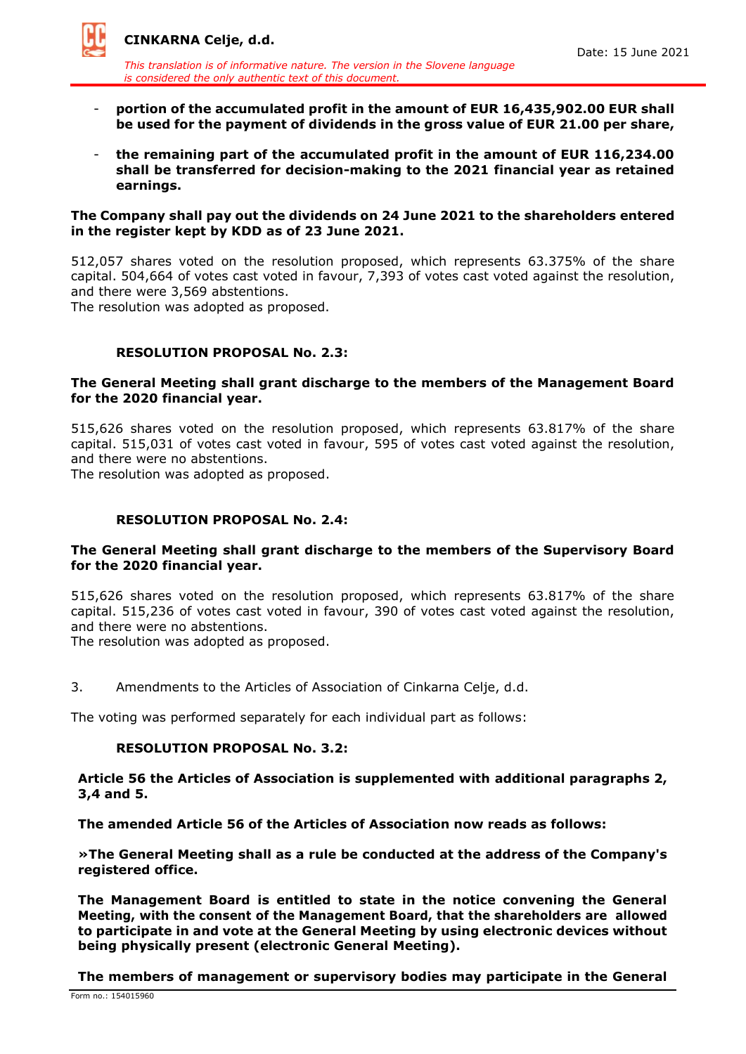- **portion of the accumulated profit in the amount of EUR 16,435,902.00 EUR shall be used for the payment of dividends in the gross value of EUR 21.00 per share,**

- **the remaining part of the accumulated profit in the amount of EUR 116,234.00 shall be transferred for decision-making to the 2021 financial year as retained earnings.**

**The Company shall pay out the dividends on 24 June 2021 to the shareholders entered in the register kept by KDD as of 23 June 2021.**

512,057 shares voted on the resolution proposed, which represents 63.375% of the share capital. 504,664 of votes cast voted in favour, 7,393 of votes cast voted against the resolution, and there were 3,569 abstentions.
The resolution was adopted as proposed.

**RESOLUTION PROPOSAL No. 2.3:**

**The General Meeting shall grant discharge to the members of the Management Board for the 2020 financial year.**

515,626 shares voted on the resolution proposed, which represents 63.817% of the share capital. 515,031 of votes cast voted in favour, 595 of votes cast voted against the resolution, and there were no abstentions.
The resolution was adopted as proposed.

**RESOLUTION PROPOSAL No. 2.4:**

**The General Meeting shall grant discharge to the members of the Supervisory Board for the 2020 financial year.**

515,626 shares voted on the resolution proposed, which represents 63.817% of the share capital. 515,236 of votes cast voted in favour, 390 of votes cast voted against the resolution, and there were no abstentions.
The resolution was adopted as proposed.

3. Amendments to the Articles of Association of Cinkarna Celje, d.d.

The voting was performed separately for each individual part as follows:

**RESOLUTION PROPOSAL No. 3.2:**

**Article 56 the Articles of Association is supplemented with additional paragraphs 2, 3,4 and 5.**

**The amended Article 56 of the Articles of Association now reads as follows:**

**»The General Meeting shall as a rule be conducted at the address of the Company's registered office.**

**The Management Board is entitled to state in the notice convening the General Meeting, with the consent of the Management Board, that the shareholders are allowed to participate in and vote at the General Meeting by using electronic devices without being physically present (electronic General Meeting).**

**The members of management or supervisory bodies may participate in the General**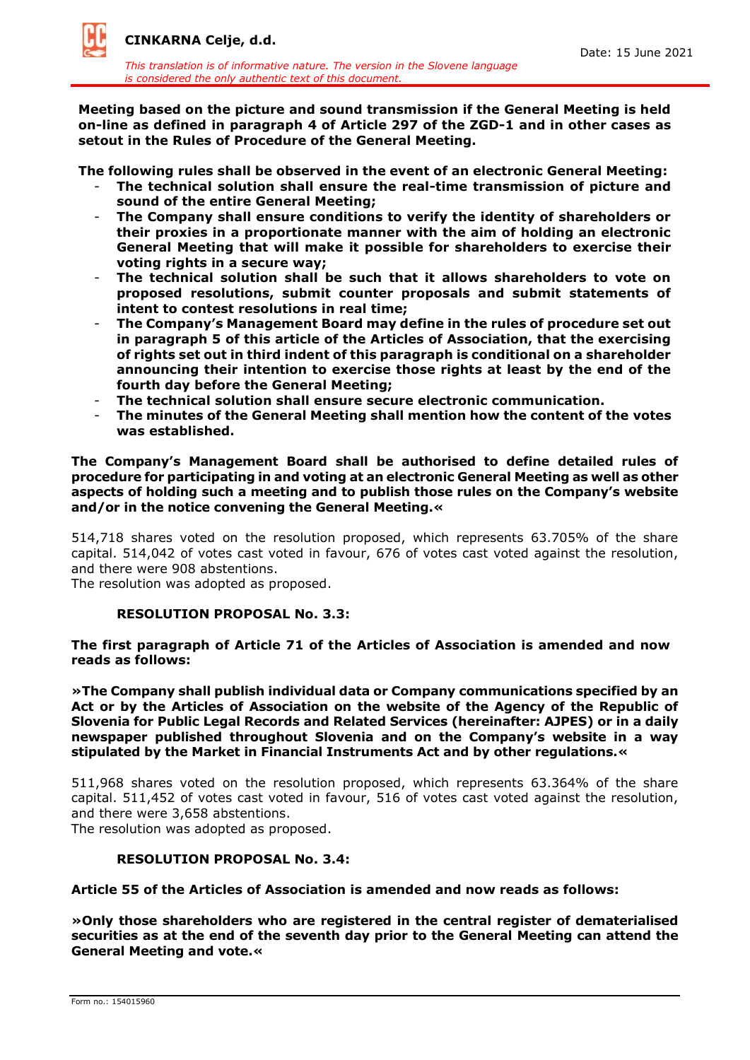**Meeting based on the picture and sound transmission if the General Meeting is held on-line as defined in paragraph 4 of Article 297 of the ZGD-1 and in other cases as setout in the Rules of Procedure of the General Meeting.**

**The following rules shall be observed in the event of an electronic General Meeting:**

- **The technical solution shall ensure the real-time transmission of picture and sound of the entire General Meeting;**
- **The Company shall ensure conditions to verify the identity of shareholders or their proxies in a proportionate manner with the aim of holding an electronic General Meeting that will make it possible for shareholders to exercise their voting rights in a secure way;**
- **The technical solution shall be such that it allows shareholders to vote on proposed resolutions, submit counter proposals and submit statements of intent to contest resolutions in real time;**
- **The Company's Management Board may define in the rules of procedure set out in paragraph 5 of this article of the Articles of Association, that the exercising of rights set out in third indent of this paragraph is conditional on a shareholder announcing their intention to exercise those rights at least by the end of the fourth day before the General Meeting;**
- **The technical solution shall ensure secure electronic communication.**
- **The minutes of the General Meeting shall mention how the content of the votes was established.**

**The Company's Management Board shall be authorised to define detailed rules of procedure for participating in and voting at an electronic General Meeting as well as other aspects of holding such a meeting and to publish those rules on the Company's website and/or in the notice convening the General Meeting.«**

514,718 shares voted on the resolution proposed, which represents 63.705% of the share capital. 514,042 of votes cast voted in favour, 676 of votes cast voted against the resolution, and there were 908 abstentions.
The resolution was adopted as proposed.

**RESOLUTION PROPOSAL No. 3.3:**

**The first paragraph of Article 71 of the Articles of Association is amended and now reads as follows:**

**»The Company shall publish individual data or Company communications specified by an Act or by the Articles of Association on the website of the Agency of the Republic of Slovenia for Public Legal Records and Related Services (hereinafter: AJPES) or in a daily newspaper published throughout Slovenia and on the Company's website in a way stipulated by the Market in Financial Instruments Act and by other regulations.«**

511,968 shares voted on the resolution proposed, which represents 63.364% of the share capital. 511,452 of votes cast voted in favour, 516 of votes cast voted against the resolution, and there were 3,658 abstentions.
The resolution was adopted as proposed.

**RESOLUTION PROPOSAL No. 3.4:**

**Article 55 of the Articles of Association is amended and now reads as follows:**

**»Only those shareholders who are registered in the central register of dematerialised securities as at the end of the seventh day prior to the General Meeting can attend the General Meeting and vote.«**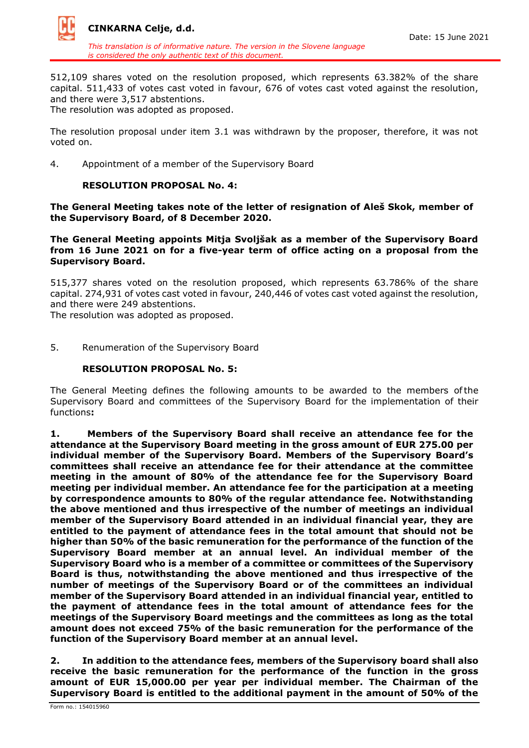512,109 shares voted on the resolution proposed, which represents 63.382% of the share capital. 511,433 of votes cast voted in favour, 676 of votes cast voted against the resolution, and there were 3,517 abstentions.
The resolution was adopted as proposed.

The resolution proposal under item 3.1 was withdrawn by the proposer, therefore, it was not voted on.

4. Appointment of a member of the Supervisory Board

**RESOLUTION PROPOSAL No. 4:**

**The General Meeting takes note of the letter of resignation of Aleš Skok, member of the Supervisory Board, of 8 December 2020.**

**The General Meeting appoints Mitja Svoljšak as a member of the Supervisory Board from 16 June 2021 on for a five-year term of office acting on a proposal from the Supervisory Board.**

515,377 shares voted on the resolution proposed, which represents 63.786% of the share capital. 274,931 of votes cast voted in favour, 240,446 of votes cast voted against the resolution, and there were 249 abstentions.
The resolution was adopted as proposed.

5. Renumeration of the Supervisory Board

**RESOLUTION PROPOSAL No. 5:**

The General Meeting defines the following amounts to be awarded to the members of the Supervisory Board and committees of the Supervisory Board for the implementation of their functions**:**

**1. Members of the Supervisory Board shall receive an attendance fee for the attendance at the Supervisory Board meeting in the gross amount of EUR 275.00 per individual member of the Supervisory Board. Members of the Supervisory Board's committees shall receive an attendance fee for their attendance at the committee meeting in the amount of 80% of the attendance fee for the Supervisory Board meeting per individual member. An attendance fee for the participation at a meeting by correspondence amounts to 80% of the regular attendance fee. Notwithstanding the above mentioned and thus irrespective of the number of meetings an individual member of the Supervisory Board attended in an individual financial year, they are entitled to the payment of attendance fees in the total amount that should not be higher than 50% of the basic remuneration for the performance of the function of the Supervisory Board member at an annual level. An individual member of the Supervisory Board who is a member of a committee or committees of the Supervisory Board is thus, notwithstanding the above mentioned and thus irrespective of the number of meetings of the Supervisory Board or of the committees an individual member of the Supervisory Board attended in an individual financial year, entitled to the payment of attendance fees in the total amount of attendance fees for the meetings of the Supervisory Board meetings and the committees as long as the total amount does not exceed 75% of the basic remuneration for the performance of the function of the Supervisory Board member at an annual level.**

**2. In addition to the attendance fees, members of the Supervisory board shall also receive the basic remuneration for the performance of the function in the gross amount of EUR 15,000.00 per year per individual member. The Chairman of the Supervisory Board is entitled to the additional payment in the amount of 50% of the**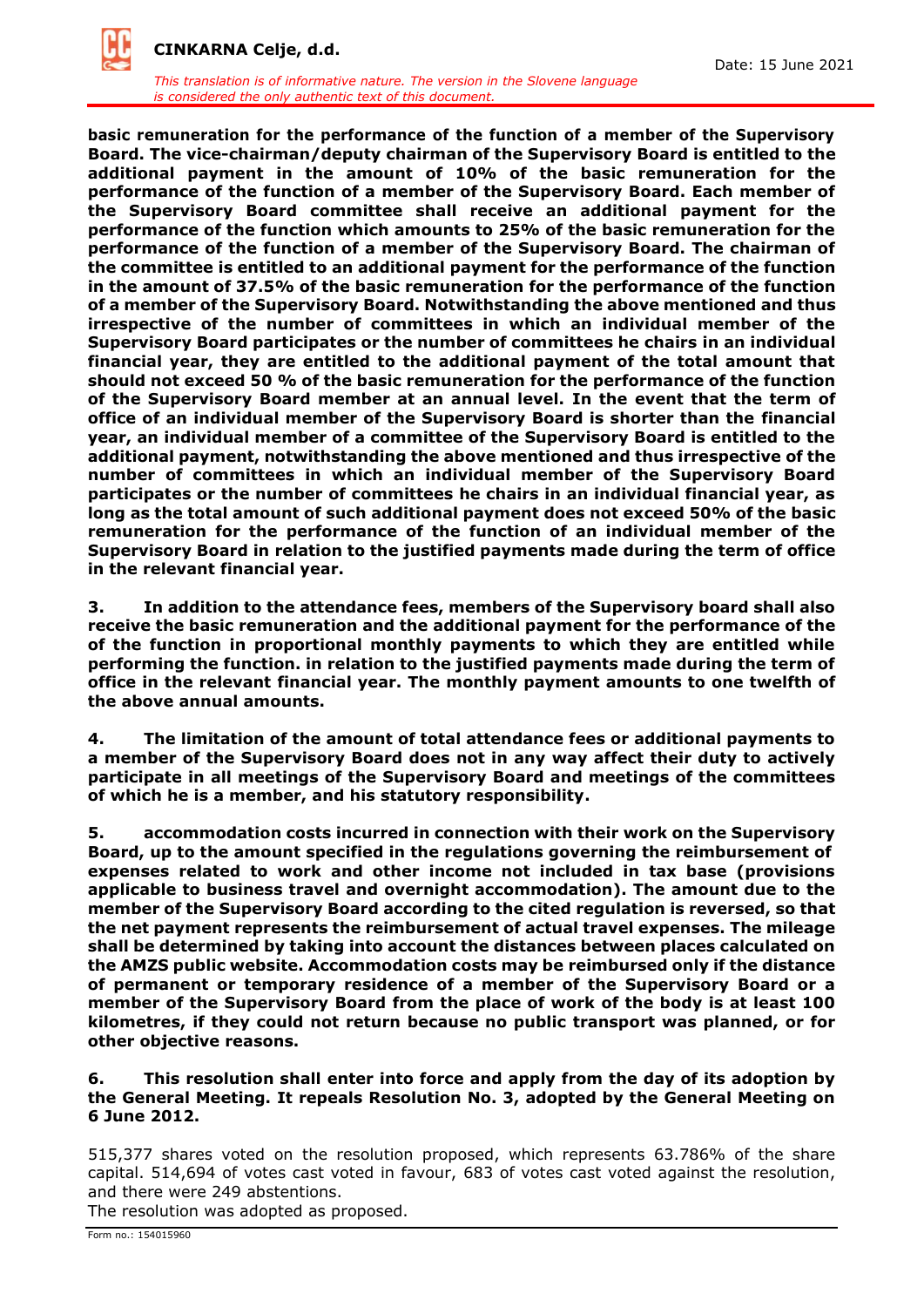**basic remuneration for the performance of the function of a member of the Supervisory Board. The vice-chairman/deputy chairman of the Supervisory Board is entitled to the additional payment in the amount of 10% of the basic remuneration for the performance of the function of a member of the Supervisory Board. Each member of the Supervisory Board committee shall receive an additional payment for the performance of the function which amounts to 25% of the basic remuneration for the performance of the function of a member of the Supervisory Board. The chairman of the committee is entitled to an additional payment for the performance of the function in the amount of 37.5% of the basic remuneration for the performance of the function of a member of the Supervisory Board. Notwithstanding the above mentioned and thus irrespective of the number of committees in which an individual member of the Supervisory Board participates or the number of committees he chairs in an individual financial year, they are entitled to the additional payment of the total amount that should not exceed 50 % of the basic remuneration for the performance of the function of the Supervisory Board member at an annual level. In the event that the term of office of an individual member of the Supervisory Board is shorter than the financial year, an individual member of a committee of the Supervisory Board is entitled to the additional payment, notwithstanding the above mentioned and thus irrespective of the number of committees in which an individual member of the Supervisory Board participates or the number of committees he chairs in an individual financial year, as long as the total amount of such additional payment does not exceed 50% of the basic remuneration for the performance of the function of an individual member of the Supervisory Board in relation to the justified payments made during the term of office in the relevant financial year.**

**3. In addition to the attendance fees, members of the Supervisory board shall also receive the basic remuneration and the additional payment for the performance of the of the function in proportional monthly payments to which they are entitled while performing the function. in relation to the justified payments made during the term of office in the relevant financial year. The monthly payment amounts to one twelfth of the above annual amounts.**

**4. The limitation of the amount of total attendance fees or additional payments to a member of the Supervisory Board does not in any way affect their duty to actively participate in all meetings of the Supervisory Board and meetings of the committees of which he is a member, and his statutory responsibility.**

**5. accommodation costs incurred in connection with their work on the Supervisory Board, up to the amount specified in the regulations governing the reimbursement of expenses related to work and other income not included in tax base (provisions applicable to business travel and overnight accommodation). The amount due to the member of the Supervisory Board according to the cited regulation is reversed, so that the net payment represents the reimbursement of actual travel expenses. The mileage shall be determined by taking into account the distances between places calculated on the AMZS public website. Accommodation costs may be reimbursed only if the distance of permanent or temporary residence of a member of the Supervisory Board or a member of the Supervisory Board from the place of work of the body is at least 100 kilometres, if they could not return because no public transport was planned, or for other objective reasons.**

**6. This resolution shall enter into force and apply from the day of its adoption by the General Meeting. It repeals Resolution No. 3, adopted by the General Meeting on 6 June 2012.**

515,377 shares voted on the resolution proposed, which represents 63.786% of the share capital. 514,694 of votes cast voted in favour, 683 of votes cast voted against the resolution, and there were 249 abstentions.
The resolution was adopted as proposed.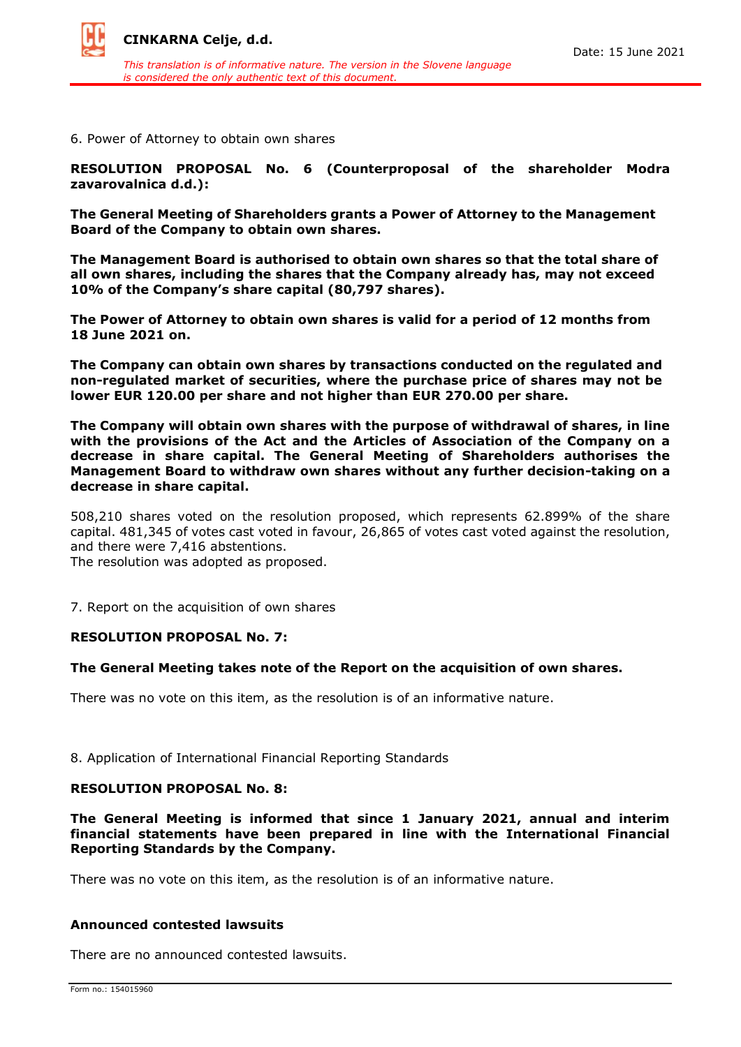6. Power of Attorney to obtain own shares

**RESOLUTION PROPOSAL No. 6 (Counterproposal of the shareholder Modra zavarovalnica d.d.):**

**The General Meeting of Shareholders grants a Power of Attorney to the Management Board of the Company to obtain own shares.**

**The Management Board is authorised to obtain own shares so that the total share of all own shares, including the shares that the Company already has, may not exceed 10% of the Company's share capital (80,797 shares).**

**The Power of Attorney to obtain own shares is valid for a period of 12 months from 18 June 2021 on.**

**The Company can obtain own shares by transactions conducted on the regulated and non-regulated market of securities, where the purchase price of shares may not be lower EUR 120.00 per share and not higher than EUR 270.00 per share.**

**The Company will obtain own shares with the purpose of withdrawal of shares, in line with the provisions of the Act and the Articles of Association of the Company on a decrease in share capital. The General Meeting of Shareholders authorises the Management Board to withdraw own shares without any further decision-taking on a decrease in share capital.**

508,210 shares voted on the resolution proposed, which represents 62.899% of the share capital. 481,345 of votes cast voted in favour, 26,865 of votes cast voted against the resolution, and there were 7,416 abstentions.
The resolution was adopted as proposed.

7. Report on the acquisition of own shares

**RESOLUTION PROPOSAL No. 7:**

**The General Meeting takes note of the Report on the acquisition of own shares.**

There was no vote on this item, as the resolution is of an informative nature.

8. Application of International Financial Reporting Standards

**RESOLUTION PROPOSAL No. 8:**

**The General Meeting is informed that since 1 January 2021, annual and interim financial statements have been prepared in line with the International Financial Reporting Standards by the Company.**

There was no vote on this item, as the resolution is of an informative nature.

**Announced contested lawsuits**

There are no announced contested lawsuits.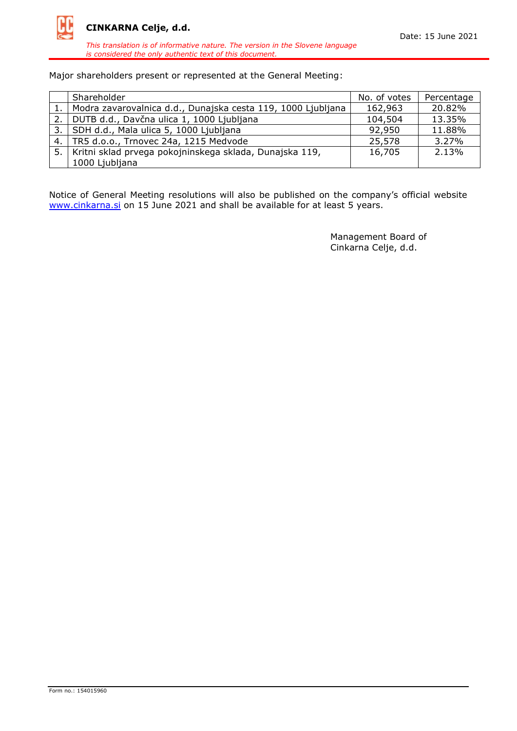Major shareholders present or represented at the General Meeting:

| | Shareholder | No. of votes | Percentage |
|---|---|---|---|
| 1. | Modra zavarovalnica d.d., Dunajska cesta 119, 1000 Ljubljana | 162,963 | 20.82% |
| 2. | DUTB d.d., Davčna ulica 1, 1000 Ljubljana | 104,504 | 13.35% |
| 3. | SDH d.d., Mala ulica 5, 1000 Ljubljana | 92,950 | 11.88% |
| 4. | TR5 d.o.o., Trnovec 24a, 1215 Medvode | 25,578 | 3.27% |
| 5. | Kritni sklad prvega pokojninskega sklada, Dunajska 119, 1000 Ljubljana | 16,705 | 2.13% |

Notice of General Meeting resolutions will also be published on the company's official website www.cinkarna.si on 15 June 2021 and shall be available for at least 5 years.

Management Board of
Cinkarna Celje, d.d.